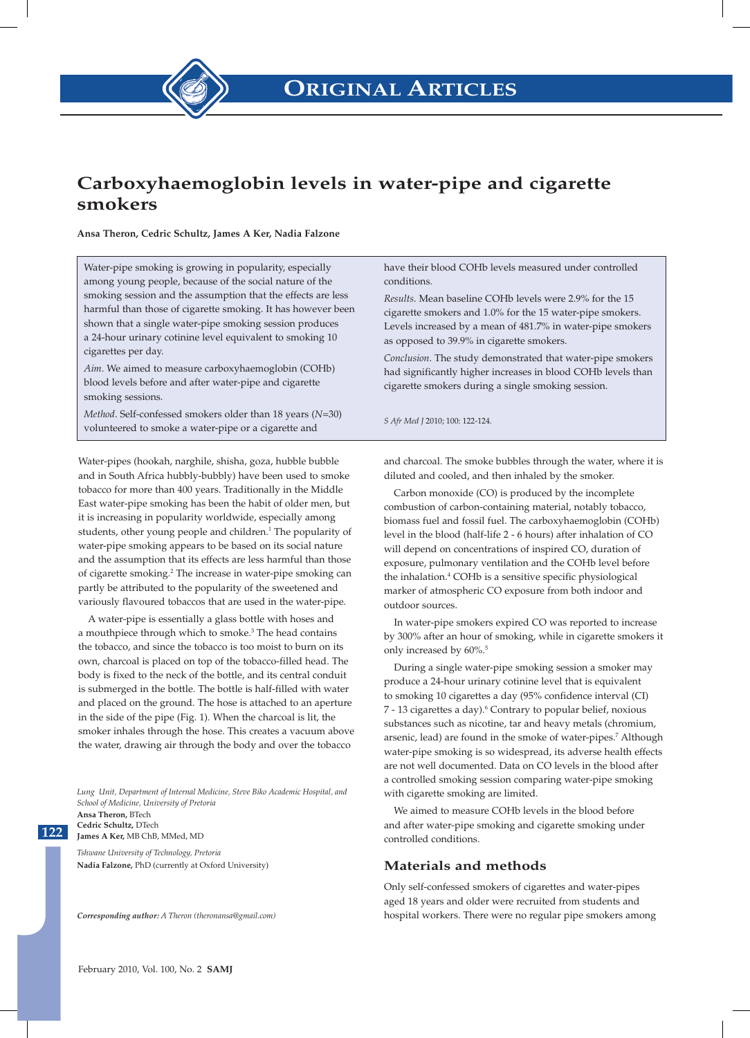# Carboxyhaemoglobin levels in water-pipe and cigarette smokers

**Ansa Theron, Cedric Schultz, James A Ker, Nadia Falzone**

Water-pipe smoking is growing in popularity, especially among young people, because of the social nature of the smoking session and the assumption that the effects are less harmful than those of cigarette smoking. It has however been shown that a single water-pipe smoking session produces a 24-hour urinary cotinine level equivalent to smoking 10 cigarettes per day.

*Aim*. We aimed to measure carboxyhaemoglobin (COHb) blood levels before and after water-pipe and cigarette smoking sessions.

*Method*. Self-confessed smokers older than 18 years ($N$=30) volunteered to smoke a water-pipe or a cigarette and have their blood COHb levels measured under controlled conditions.

*Results*. Mean baseline COHb levels were 2.9% for the 15 cigarette smokers and 1.0% for the 15 water-pipe smokers. Levels increased by a mean of 481.7% in water-pipe smokers as opposed to 39.9% in cigarette smokers.

*Conclusion*. The study demonstrated that water-pipe smokers had significantly higher increases in blood COHb levels than cigarette smokers during a single smoking session.

*S Afr Med J* 2010; 100: 122-124.

Water-pipes (hookah, narghile, shisha, goza, hubble bubble and in South Africa hubbly-bubbly) have been used to smoke tobacco for more than 400 years. Traditionally in the Middle East water-pipe smoking has been the habit of older men, but it is increasing in popularity worldwide, especially among students, other young people and children.[1] The popularity of water-pipe smoking appears to be based on its social nature and the assumption that its effects are less harmful than those of cigarette smoking.[2] The increase in water-pipe smoking can partly be attributed to the popularity of the sweetened and variously flavoured tobaccos that are used in the water-pipe.

A water-pipe is essentially a glass bottle with hoses and a mouthpiece through which to smoke.[3] The head contains the tobacco, and since the tobacco is too moist to burn on its own, charcoal is placed on top of the tobacco-filled head. The body is fixed to the neck of the bottle, and its central conduit is submerged in the bottle. The bottle is half-filled with water and placed on the ground. The hose is attached to an aperture in the side of the pipe (Fig. 1). When the charcoal is lit, the smoker inhales through the hose. This creates a vacuum above the water, drawing air through the body and over the tobacco and charcoal. The smoke bubbles through the water, where it is diluted and cooled, and then inhaled by the smoker.

Carbon monoxide (CO) is produced by the incomplete combustion of carbon-containing material, notably tobacco, biomass fuel and fossil fuel. The carboxyhaemoglobin (COHb) level in the blood (half-life 2 - 6 hours) after inhalation of CO will depend on concentrations of inspired CO, duration of exposure, pulmonary ventilation and the COHb level before the inhalation.[4] COHb is a sensitive specific physiological marker of atmospheric CO exposure from both indoor and outdoor sources.

In water-pipe smokers expired CO was reported to increase by 300% after an hour of smoking, while in cigarette smokers it only increased by 60%.[5]

During a single water-pipe smoking session a smoker may produce a 24-hour urinary cotinine level that is equivalent to smoking 10 cigarettes a day (95% confidence interval (CI) 7 - 13 cigarettes a day).[6] Contrary to popular belief, noxious substances such as nicotine, tar and heavy metals (chromium, arsenic, lead) are found in the smoke of water-pipes.[7] Although water-pipe smoking is so widespread, its adverse health effects are not well documented. Data on CO levels in the blood after a controlled smoking session comparing water-pipe smoking with cigarette smoking are limited.

We aimed to measure COHb levels in the blood before and after water-pipe smoking and cigarette smoking under controlled conditions.

## Materials and methods

Only self-confessed smokers of cigarettes and water-pipes aged 18 years and older were recruited from students and hospital workers. There were no regular pipe smokers among

*Lung Unit, Department of Internal Medicine, Steve Biko Academic Hospital, and School of Medicine, University of Pretoria*

**Ansa Theron,** BTech
**Cedric Schultz,** DTech
**James A Ker,** MB ChB, MMed, MD

*Tshwane University of Technology, Pretoria*

**Nadia Falzone,** PhD (currently at Oxford University)

***Corresponding author:*** *A Theron (theronansa@gmail.com)*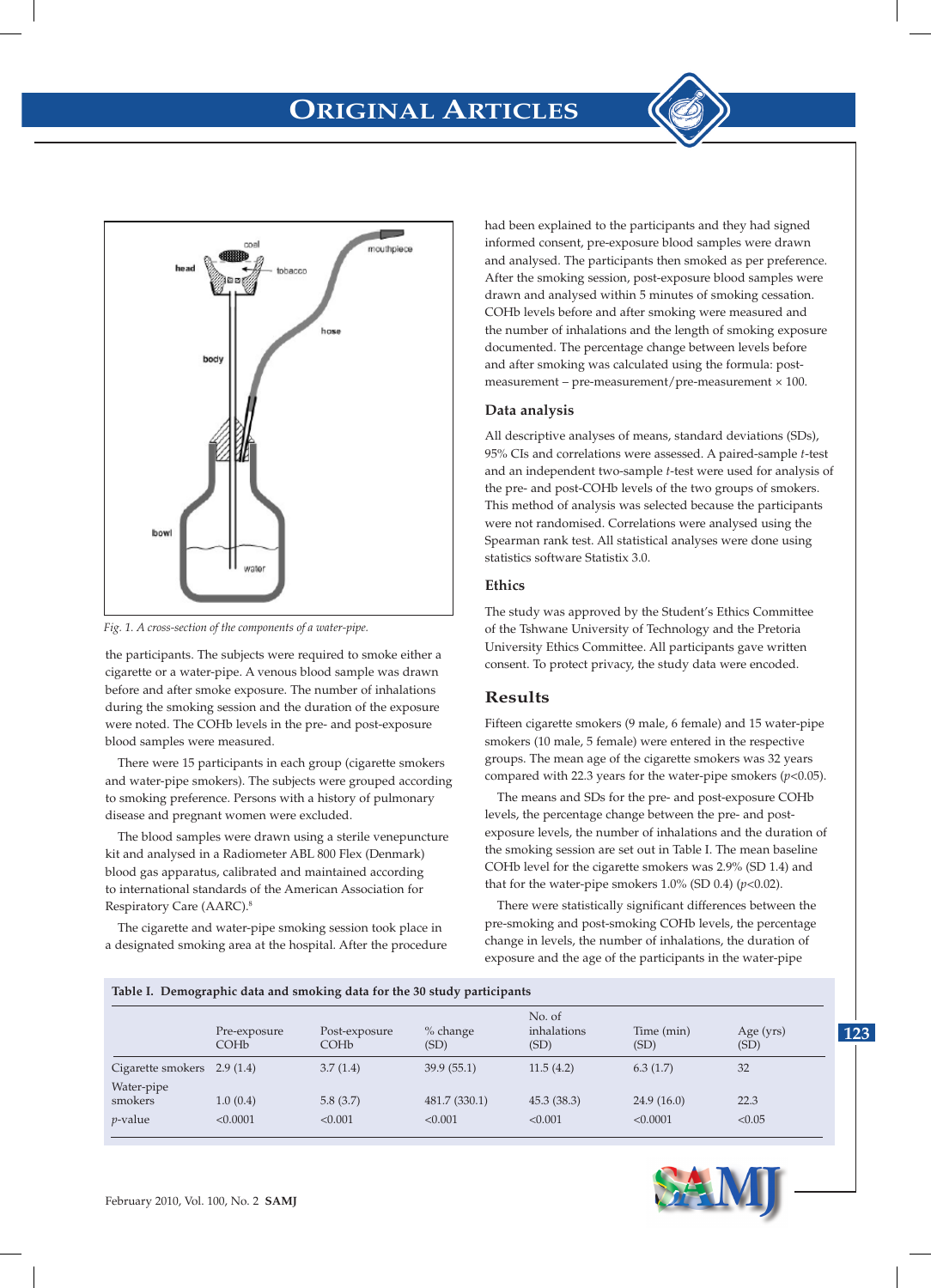Fig. 1. A cross-section of the components of a water-pipe.

the participants. The subjects were required to smoke either a cigarette or a water-pipe. A venous blood sample was drawn before and after smoke exposure. The number of inhalations during the smoking session and the duration of the exposure were noted. The COHb levels in the pre- and post-exposure blood samples were measured.

There were 15 participants in each group (cigarette smokers and water-pipe smokers). The subjects were grouped according to smoking preference. Persons with a history of pulmonary disease and pregnant women were excluded.

The blood samples were drawn using a sterile venepuncture kit and analysed in a Radiometer ABL 800 Flex (Denmark) blood gas apparatus, calibrated and maintained according to international standards of the American Association for Respiratory Care (AARC).[8]

The cigarette and water-pipe smoking session took place in a designated smoking area at the hospital. After the procedure had been explained to the participants and they had signed informed consent, pre-exposure blood samples were drawn and analysed. The participants then smoked as per preference. After the smoking session, post-exposure blood samples were drawn and analysed within 5 minutes of smoking cessation. COHb levels before and after smoking were measured and the number of inhalations and the length of smoking exposure documented. The percentage change between levels before and after smoking was calculated using the formula: post-measurement – pre-measurement/pre-measurement × 100.

### Data analysis

All descriptive analyses of means, standard deviations (SDs), 95% CIs and correlations were assessed. A paired-sample *t*-test and an independent two-sample *t*-test were used for analysis of the pre- and post-COHb levels of the two groups of smokers. This method of analysis was selected because the participants were not randomised. Correlations were analysed using the Spearman rank test. All statistical analyses were done using statistics software Statistix 3.0.

### Ethics

The study was approved by the Student's Ethics Committee of the Tshwane University of Technology and the Pretoria University Ethics Committee. All participants gave written consent. To protect privacy, the study data were encoded.

## Results

Fifteen cigarette smokers (9 male, 6 female) and 15 water-pipe smokers (10 male, 5 female) were entered in the respective groups. The mean age of the cigarette smokers was 32 years compared with 22.3 years for the water-pipe smokers ($p<0.05$).

The means and SDs for the pre- and post-exposure COHb levels, the percentage change between the pre- and post-exposure levels, the number of inhalations and the duration of the smoking session are set out in Table I. The mean baseline COHb level for the cigarette smokers was 2.9% (SD 1.4) and that for the water-pipe smokers 1.0% (SD 0.4) ($p<0.02$).

There were statistically significant differences between the pre-smoking and post-smoking COHb levels, the percentage change in levels, the number of inhalations, the duration of exposure and the age of the participants in the water-pipe

**Table I. Demographic data and smoking data for the 30 study participants**

| | Pre-exposure COHb | Post-exposure COHb | % change (SD) | No. of inhalations (SD) | Time (min) (SD) | Age (yrs) (SD) |
|---|---|---|---|---|---|---|
| Cigarette smokers | 2.9 (1.4) | 3.7 (1.4) | 39.9 (55.1) | 11.5 (4.2) | 6.3 (1.7) | 32 |
| Water-pipe smokers | 1.0 (0.4) | 5.8 (3.7) | 481.7 (330.1) | 45.3 (38.3) | 24.9 (16.0) | 22.3 |
| *p*-value | <0.0001 | <0.001 | <0.001 | <0.001 | <0.0001 | <0.05 |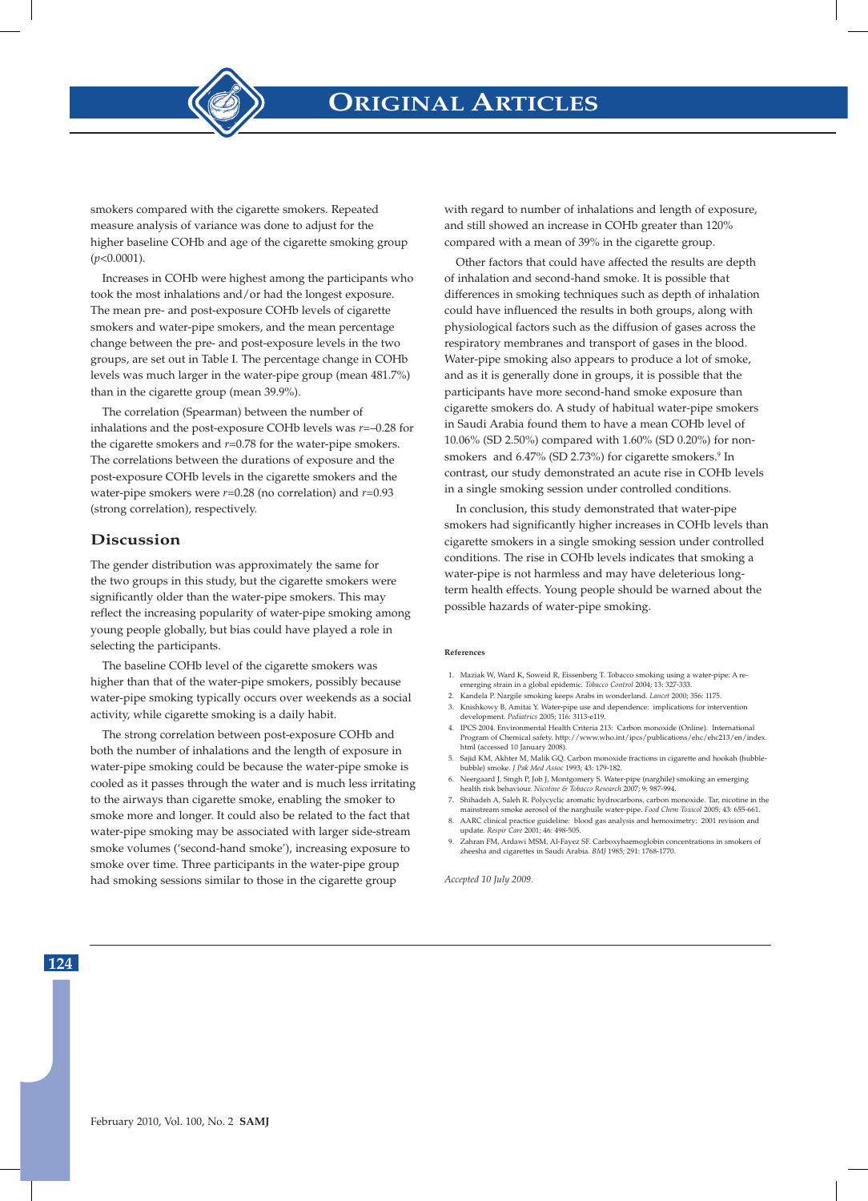smokers compared with the cigarette smokers. Repeated measure analysis of variance was done to adjust for the higher baseline COHb and age of the cigarette smoking group ($p<0.0001$).

Increases in COHb were highest among the participants who took the most inhalations and/or had the longest exposure. The mean pre- and post-exposure COHb levels of cigarette smokers and water-pipe smokers, and the mean percentage change between the pre- and post-exposure levels in the two groups, are set out in Table I. The percentage change in COHb levels was much larger in the water-pipe group (mean 481.7%) than in the cigarette group (mean 39.9%).

The correlation (Spearman) between the number of inhalations and the post-exposure COHb levels was $r=-0.28$ for the cigarette smokers and $r=0.78$ for the water-pipe smokers. The correlations between the durations of exposure and the post-exposure COHb levels in the cigarette smokers and the water-pipe smokers were $r=0.28$ (no correlation) and $r=0.93$ (strong correlation), respectively.

## Discussion

The gender distribution was approximately the same for the two groups in this study, but the cigarette smokers were significantly older than the water-pipe smokers. This may reflect the increasing popularity of water-pipe smoking among young people globally, but bias could have played a role in selecting the participants.

The baseline COHb level of the cigarette smokers was higher than that of the water-pipe smokers, possibly because water-pipe smoking typically occurs over weekends as a social activity, while cigarette smoking is a daily habit.

The strong correlation between post-exposure COHb and both the number of inhalations and the length of exposure in water-pipe smoking could be because the water-pipe smoke is cooled as it passes through the water and is much less irritating to the airways than cigarette smoke, enabling the smoker to smoke more and longer. It could also be related to the fact that water-pipe smoking may be associated with larger side-stream smoke volumes ('second-hand smoke'), increasing exposure to smoke over time. Three participants in the water-pipe group had smoking sessions similar to those in the cigarette group with regard to number of inhalations and length of exposure, and still showed an increase in COHb greater than 120% compared with a mean of 39% in the cigarette group.

Other factors that could have affected the results are depth of inhalation and second-hand smoke. It is possible that differences in smoking techniques such as depth of inhalation could have influenced the results in both groups, along with physiological factors such as the diffusion of gases across the respiratory membranes and transport of gases in the blood. Water-pipe smoking also appears to produce a lot of smoke, and as it is generally done in groups, it is possible that the participants have more second-hand smoke exposure than cigarette smokers do. A study of habitual water-pipe smokers in Saudi Arabia found them to have a mean COHb level of 10.06% (SD 2.50%) compared with 1.60% (SD 0.20%) for non-smokers and 6.47% (SD 2.73%) for cigarette smokers.[9] In contrast, our study demonstrated an acute rise in COHb levels in a single smoking session under controlled conditions.

In conclusion, this study demonstrated that water-pipe smokers had significantly higher increases in COHb levels than cigarette smokers in a single smoking session under controlled conditions. The rise in COHb levels indicates that smoking a water-pipe is not harmless and may have deleterious long-term health effects. Young people should be warned about the possible hazards of water-pipe smoking.

### References

1. Maziak W, Ward K, Soweid R, Eissenberg T. Tobacco smoking using a water-pipe: A re-emerging strain in a global epidemic. *Tobacco Control* 2004; 13: 327-333.
2. Kandela P. Nargile smoking keeps Arabs in wonderland. *Lancet* 2000; 356: 1175.
3. Knishkowy B, Amitai Y. Water-pipe use and dependence: implications for intervention development. *Pediatrics* 2005; 116: 3113-e119.
4. IPCS 2004. Environmental Health Criteria 213: Carbon monoxide (Online). International Program of Chemical safety. http://www.who.int/ipcs/publications/ehc/ehc213/en/index.html (accessed 10 January 2008).
5. Sajid KM, Akhter M, Malik GQ. Carbon monoxide fractions in cigarette and hookah (hubble-bubble) smoke. *J Pak Med Assoc* 1993; 43: 179-182.
6. Neergaard J, Singh P, Job J, Montgomery S. Water-pipe (narghile) smoking an emerging health risk behaviour. *Nicotine & Tobacco Research* 2007; 9: 987-994.
7. Shihadeh A, Saleh R. Polycyclic aromatic hydrocarbons, carbon monoxide. Tar, nicotine in the mainstream smoke aerosol of the narghuile water-pipe. *Food Chem Toxicol* 2005; 43: 655-661.
8. AARC clinical practice guideline: blood gas analysis and hemoximetry: 2001 revision and update. *Respir Care* 2001; 46: 498-505.
9. Zahran FM, Ardawi MSM, Al-Fayez SF. Carboxyhaemoglobin concentrations in smokers of zheesha and cigarettes in Saudi Arabia. *BMJ* 1985; 291: 1768-1770.

*Accepted 10 July 2009.*